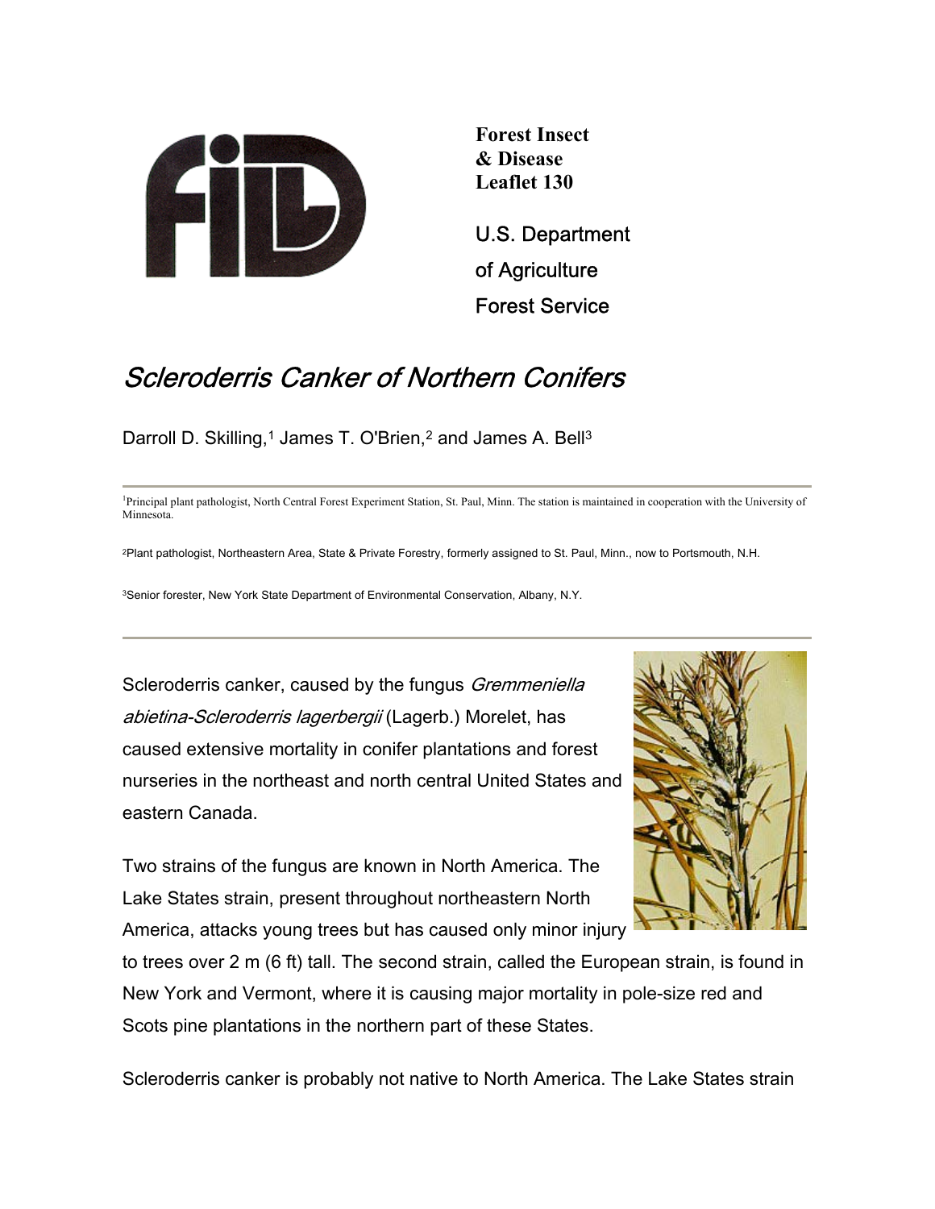**Forest Insect & Disease Leaflet 130**

U.S. Department of Agriculture Forest Service

# *Scleroderris Canker of Northern Conifers*

Darroll D. Skilling,[1] James T. O'Brien,[2] and James A. Bell[3]

---

[1]Principal plant pathologist, North Central Forest Experiment Station, St. Paul, Minn. The station is maintained in cooperation with the University of Minnesota.

[2]Plant pathologist, Northeastern Area, State & Private Forestry, formerly assigned to St. Paul, Minn., now to Portsmouth, N.H.

[3]Senior forester, New York State Department of Environmental Conservation, Albany, N.Y.

---

Scleroderris canker, caused by the fungus *Gremmeniella abietina-Scleroderris lagerbergii* (Lagerb.) Morelet, has caused extensive mortality in conifer plantations and forest nurseries in the northeast and north central United States and eastern Canada.

Two strains of the fungus are known in North America. The Lake States strain, present throughout northeastern North America, attacks young trees but has caused only minor injury to trees over 2 m (6 ft) tall. The second strain, called the European strain, is found in New York and Vermont, where it is causing major mortality in pole-size red and Scots pine plantations in the northern part of these States.

Scleroderris canker is probably not native to North America. The Lake States strain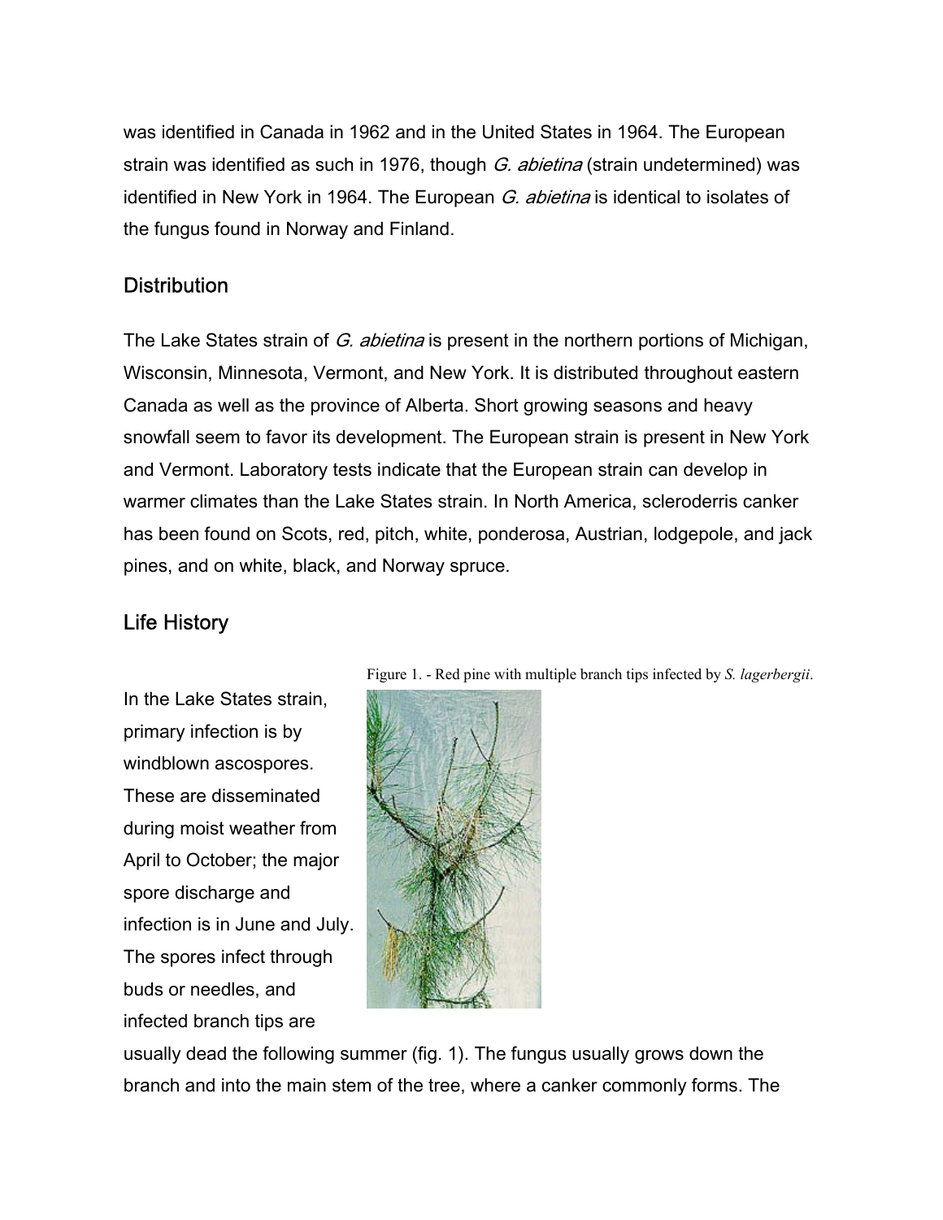was identified in Canada in 1962 and in the United States in 1964. The European strain was identified as such in 1976, though *G. abietina* (strain undetermined) was identified in New York in 1964. The European *G. abietina* is identical to isolates of the fungus found in Norway and Finland.

## Distribution

The Lake States strain of *G. abietina* is present in the northern portions of Michigan, Wisconsin, Minnesota, Vermont, and New York. It is distributed throughout eastern Canada as well as the province of Alberta. Short growing seasons and heavy snowfall seem to favor its development. The European strain is present in New York and Vermont. Laboratory tests indicate that the European strain can develop in warmer climates than the Lake States strain. In North America, scleroderris canker has been found on Scots, red, pitch, white, ponderosa, Austrian, lodgepole, and jack pines, and on white, black, and Norway spruce.

## Life History

Figure 1. - Red pine with multiple branch tips infected by *S. lagerbergii*.

In the Lake States strain, primary infection is by windblown ascospores. These are disseminated during moist weather from April to October; the major spore discharge and infection is in June and July. The spores infect through buds or needles, and infected branch tips are usually dead the following summer (fig. 1). The fungus usually grows down the branch and into the main stem of the tree, where a canker commonly forms. The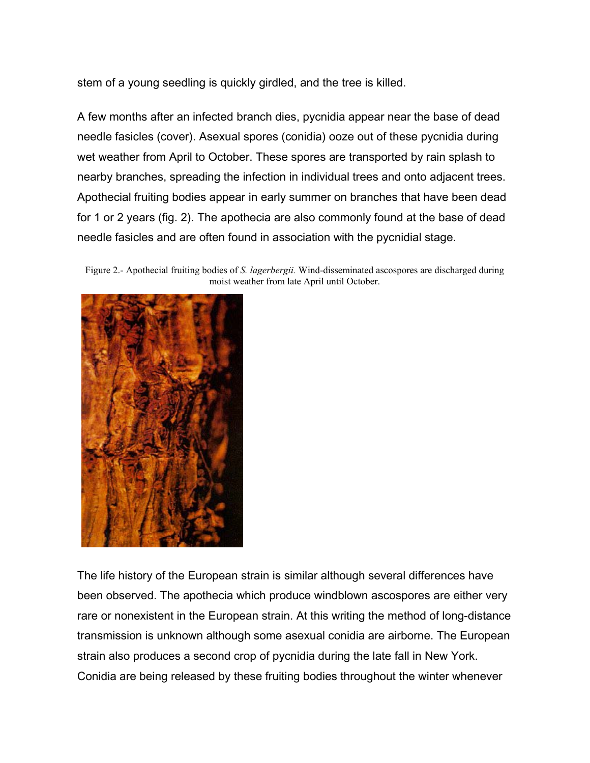stem of a young seedling is quickly girdled, and the tree is killed.

A few months after an infected branch dies, pycnidia appear near the base of dead needle fasicles (cover). Asexual spores (conidia) ooze out of these pycnidia during wet weather from April to October. These spores are transported by rain splash to nearby branches, spreading the infection in individual trees and onto adjacent trees. Apothecial fruiting bodies appear in early summer on branches that have been dead for 1 or 2 years (fig. 2). The apothecia are also commonly found at the base of dead needle fasicles and are often found in association with the pycnidial stage.

Figure 2.- Apothecial fruiting bodies of *S. lagerbergii.* Wind-disseminated ascospores are discharged during moist weather from late April until October.

The life history of the European strain is similar although several differences have been observed. The apothecia which produce windblown ascospores are either very rare or nonexistent in the European strain. At this writing the method of long-distance transmission is unknown although some asexual conidia are airborne. The European strain also produces a second crop of pycnidia during the late fall in New York. Conidia are being released by these fruiting bodies throughout the winter whenever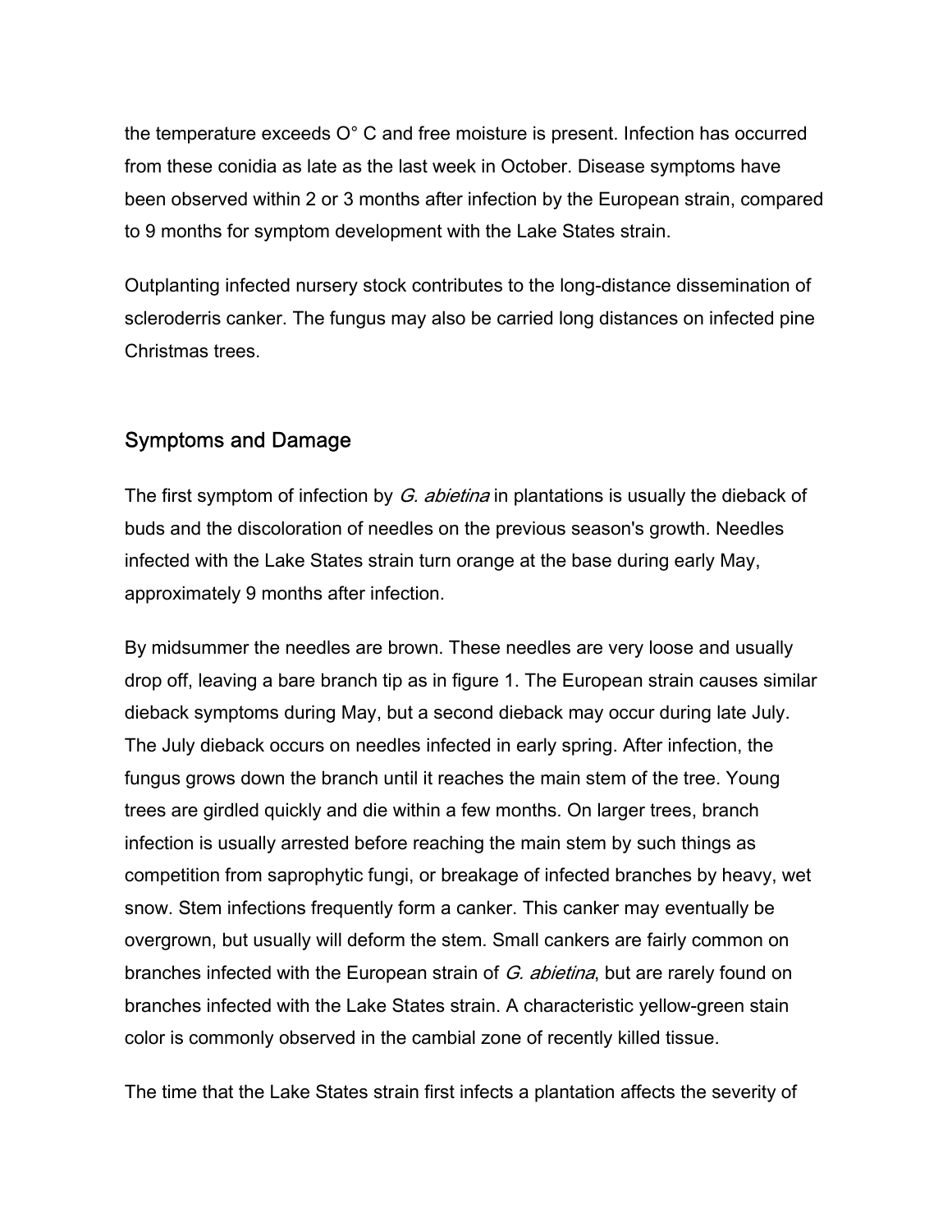the temperature exceeds O° C and free moisture is present. Infection has occurred from these conidia as late as the last week in October. Disease symptoms have been observed within 2 or 3 months after infection by the European strain, compared to 9 months for symptom development with the Lake States strain.

Outplanting infected nursery stock contributes to the long-distance dissemination of scleroderris canker. The fungus may also be carried long distances on infected pine Christmas trees.

## Symptoms and Damage

The first symptom of infection by *G. abietina* in plantations is usually the dieback of buds and the discoloration of needles on the previous season's growth. Needles infected with the Lake States strain turn orange at the base during early May, approximately 9 months after infection.

By midsummer the needles are brown. These needles are very loose and usually drop off, leaving a bare branch tip as in figure 1. The European strain causes similar dieback symptoms during May, but a second dieback may occur during late July. The July dieback occurs on needles infected in early spring. After infection, the fungus grows down the branch until it reaches the main stem of the tree. Young trees are girdled quickly and die within a few months. On larger trees, branch infection is usually arrested before reaching the main stem by such things as competition from saprophytic fungi, or breakage of infected branches by heavy, wet snow. Stem infections frequently form a canker. This canker may eventually be overgrown, but usually will deform the stem. Small cankers are fairly common on branches infected with the European strain of *G. abietina*, but are rarely found on branches infected with the Lake States strain. A characteristic yellow-green stain color is commonly observed in the cambial zone of recently killed tissue.

The time that the Lake States strain first infects a plantation affects the severity of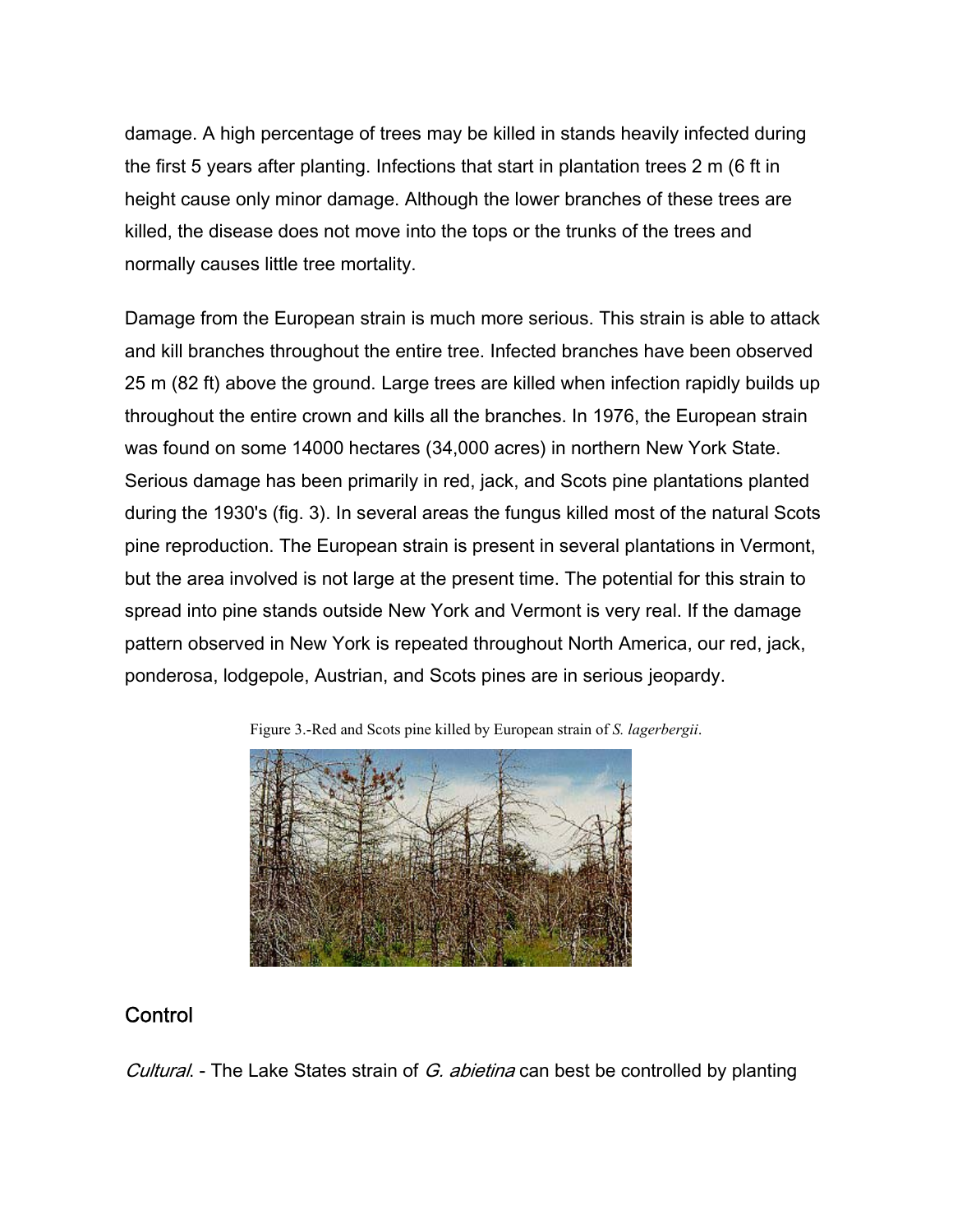damage. A high percentage of trees may be killed in stands heavily infected during the first 5 years after planting. Infections that start in plantation trees 2 m (6 ft in height cause only minor damage. Although the lower branches of these trees are killed, the disease does not move into the tops or the trunks of the trees and normally causes little tree mortality.

Damage from the European strain is much more serious. This strain is able to attack and kill branches throughout the entire tree. Infected branches have been observed 25 m (82 ft) above the ground. Large trees are killed when infection rapidly builds up throughout the entire crown and kills all the branches. In 1976, the European strain was found on some 14000 hectares (34,000 acres) in northern New York State. Serious damage has been primarily in red, jack, and Scots pine plantations planted during the 1930's (fig. 3). In several areas the fungus killed most of the natural Scots pine reproduction. The European strain is present in several plantations in Vermont, but the area involved is not large at the present time. The potential for this strain to spread into pine stands outside New York and Vermont is very real. If the damage pattern observed in New York is repeated throughout North America, our red, jack, ponderosa, lodgepole, Austrian, and Scots pines are in serious jeopardy.

Figure 3.-Red and Scots pine killed by European strain of *S. lagerbergii*.

## Control

*Cultural*. - The Lake States strain of *G. abietina* can best be controlled by planting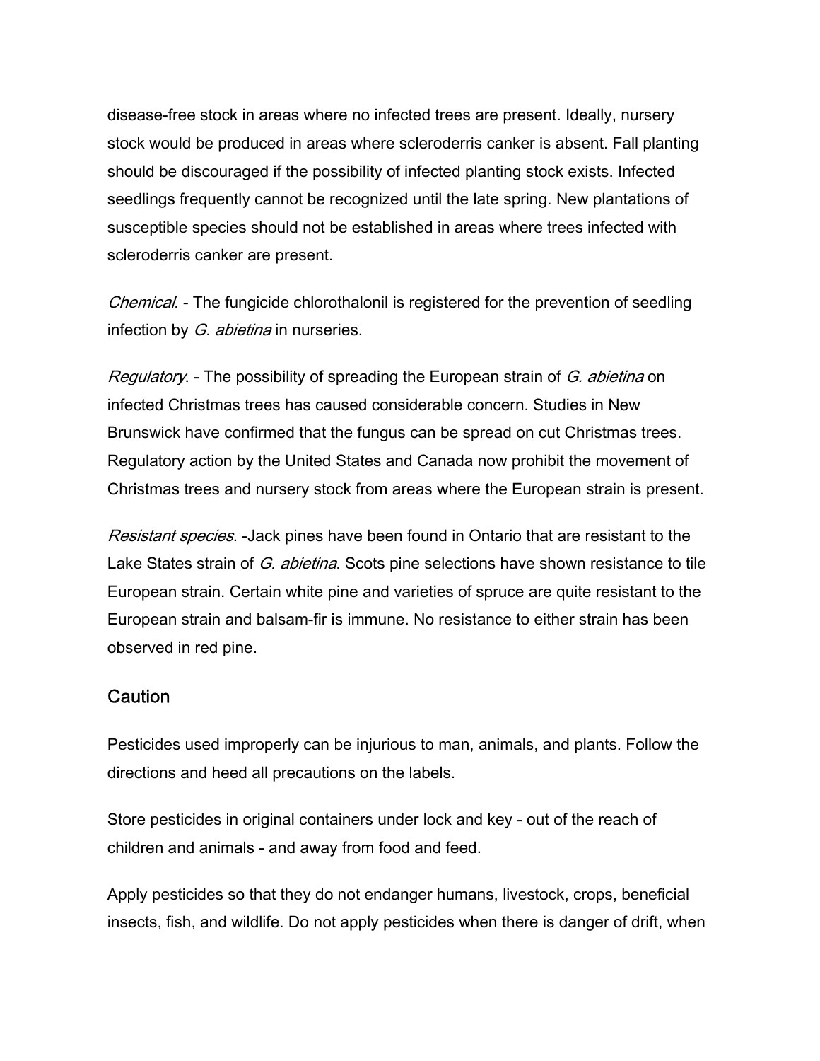disease-free stock in areas where no infected trees are present. Ideally, nursery stock would be produced in areas where scleroderris canker is absent. Fall planting should be discouraged if the possibility of infected planting stock exists. Infected seedlings frequently cannot be recognized until the late spring. New plantations of susceptible species should not be established in areas where trees infected with scleroderris canker are present.

*Chemical*. - The fungicide chlorothalonil is registered for the prevention of seedling infection by *G. abietina* in nurseries.

*Regulatory*. - The possibility of spreading the European strain of *G. abietina* on infected Christmas trees has caused considerable concern. Studies in New Brunswick have confirmed that the fungus can be spread on cut Christmas trees. Regulatory action by the United States and Canada now prohibit the movement of Christmas trees and nursery stock from areas where the European strain is present.

*Resistant species*. -Jack pines have been found in Ontario that are resistant to the Lake States strain of *G. abietina*. Scots pine selections have shown resistance to tile European strain. Certain white pine and varieties of spruce are quite resistant to the European strain and balsam-fir is immune. No resistance to either strain has been observed in red pine.

## Caution

Pesticides used improperly can be injurious to man, animals, and plants. Follow the directions and heed all precautions on the labels.

Store pesticides in original containers under lock and key - out of the reach of children and animals - and away from food and feed.

Apply pesticides so that they do not endanger humans, livestock, crops, beneficial insects, fish, and wildlife. Do not apply pesticides when there is danger of drift, when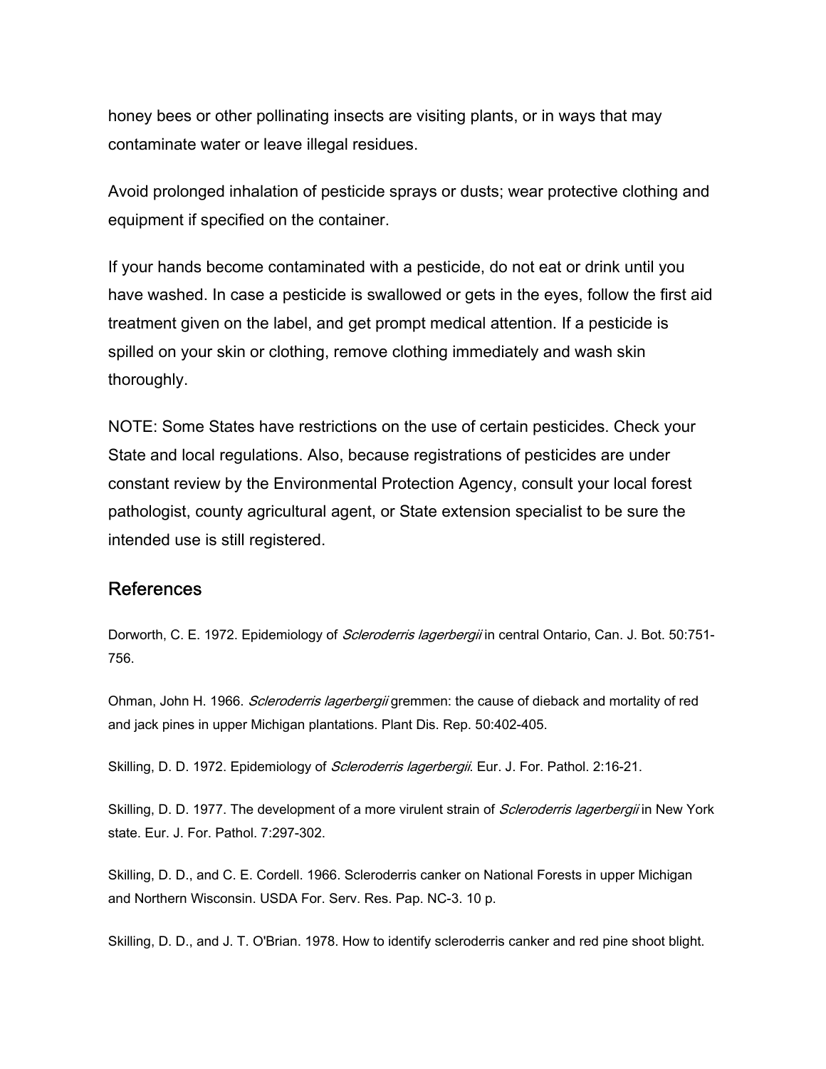honey bees or other pollinating insects are visiting plants, or in ways that may contaminate water or leave illegal residues.

Avoid prolonged inhalation of pesticide sprays or dusts; wear protective clothing and equipment if specified on the container.

If your hands become contaminated with a pesticide, do not eat or drink until you have washed. In case a pesticide is swallowed or gets in the eyes, follow the first aid treatment given on the label, and get prompt medical attention. If a pesticide is spilled on your skin or clothing, remove clothing immediately and wash skin thoroughly.

NOTE: Some States have restrictions on the use of certain pesticides. Check your State and local regulations. Also, because registrations of pesticides are under constant review by the Environmental Protection Agency, consult your local forest pathologist, county agricultural agent, or State extension specialist to be sure the intended use is still registered.

## References

Dorworth, C. E. 1972. Epidemiology of *Scleroderris lagerbergii* in central Ontario, Can. J. Bot. 50:751-756.

Ohman, John H. 1966. *Scleroderris lagerbergii* gremmen: the cause of dieback and mortality of red and jack pines in upper Michigan plantations. Plant Dis. Rep. 50:402-405.

Skilling, D. D. 1972. Epidemiology of *Scleroderris lagerbergii*. Eur. J. For. Pathol. 2:16-21.

Skilling, D. D. 1977. The development of a more virulent strain of *Scleroderris lagerbergii* in New York state. Eur. J. For. Pathol. 7:297-302.

Skilling, D. D., and C. E. Cordell. 1966. Scleroderris canker on National Forests in upper Michigan and Northern Wisconsin. USDA For. Serv. Res. Pap. NC-3. 10 p.

Skilling, D. D., and J. T. O'Brian. 1978. How to identify scleroderris canker and red pine shoot blight.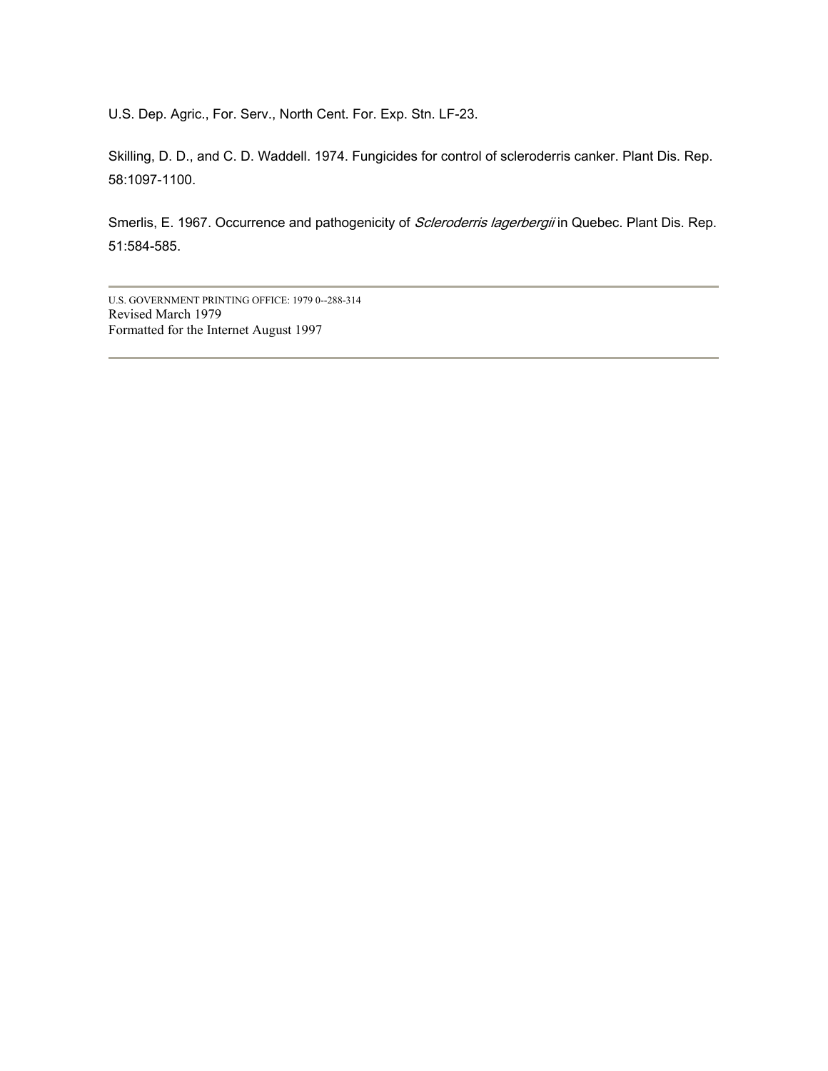U.S. Dep. Agric., For. Serv., North Cent. For. Exp. Stn. LF-23.

Skilling, D. D., and C. D. Waddell. 1974. Fungicides for control of scleroderris canker. Plant Dis. Rep. 58:1097-1100.

Smerlis, E. 1967. Occurrence and pathogenicity of *Scleroderris lagerbergii* in Quebec. Plant Dis. Rep. 51:584-585.

---

U.S. GOVERNMENT PRINTING OFFICE: 1979 0--288-314
Revised March 1979
Formatted for the Internet August 1997

---